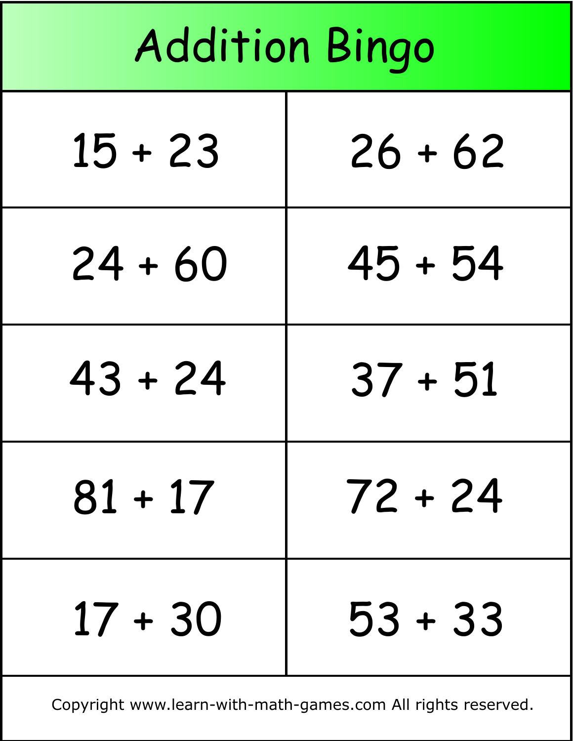# Addition Bingo

| | |
|---|---|
| 15 + 23 | 26 + 62 |
| 24 + 60 | 45 + 54 |
| 43 + 24 | 37 + 51 |
| 81 + 17 | 72 + 24 |
| 17 + 30 | 53 + 33 |

Copyright www.learn-with-math-games.com All rights reserved.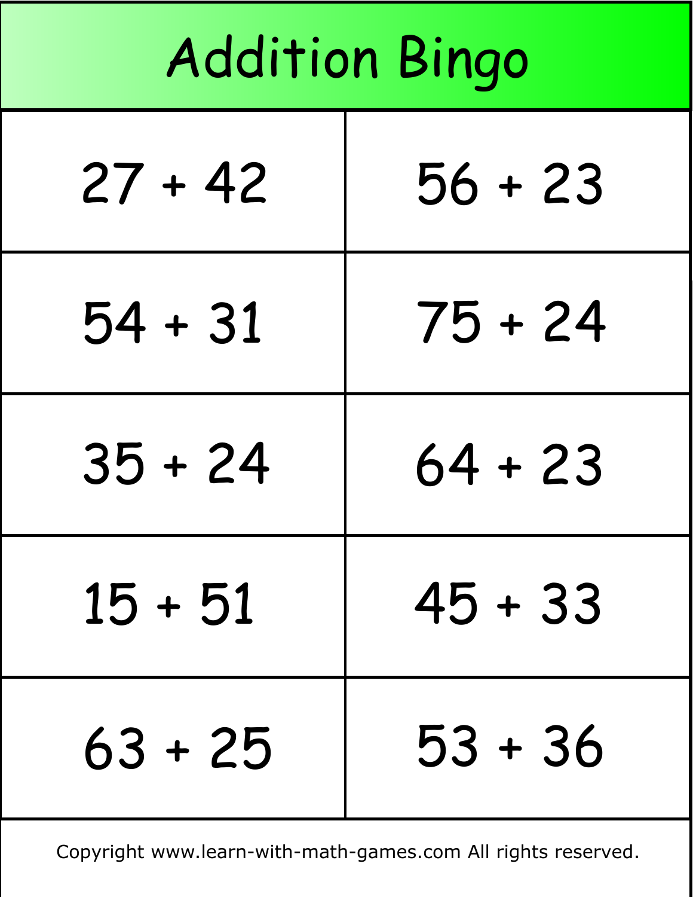# Addition Bingo

| | |
|---|---|
| 27 + 42 | 56 + 23 |
| 54 + 31 | 75 + 24 |
| 35 + 24 | 64 + 23 |
| 15 + 51 | 45 + 33 |
| 63 + 25 | 53 + 36 |

Copyright www.learn-with-math-games.com All rights reserved.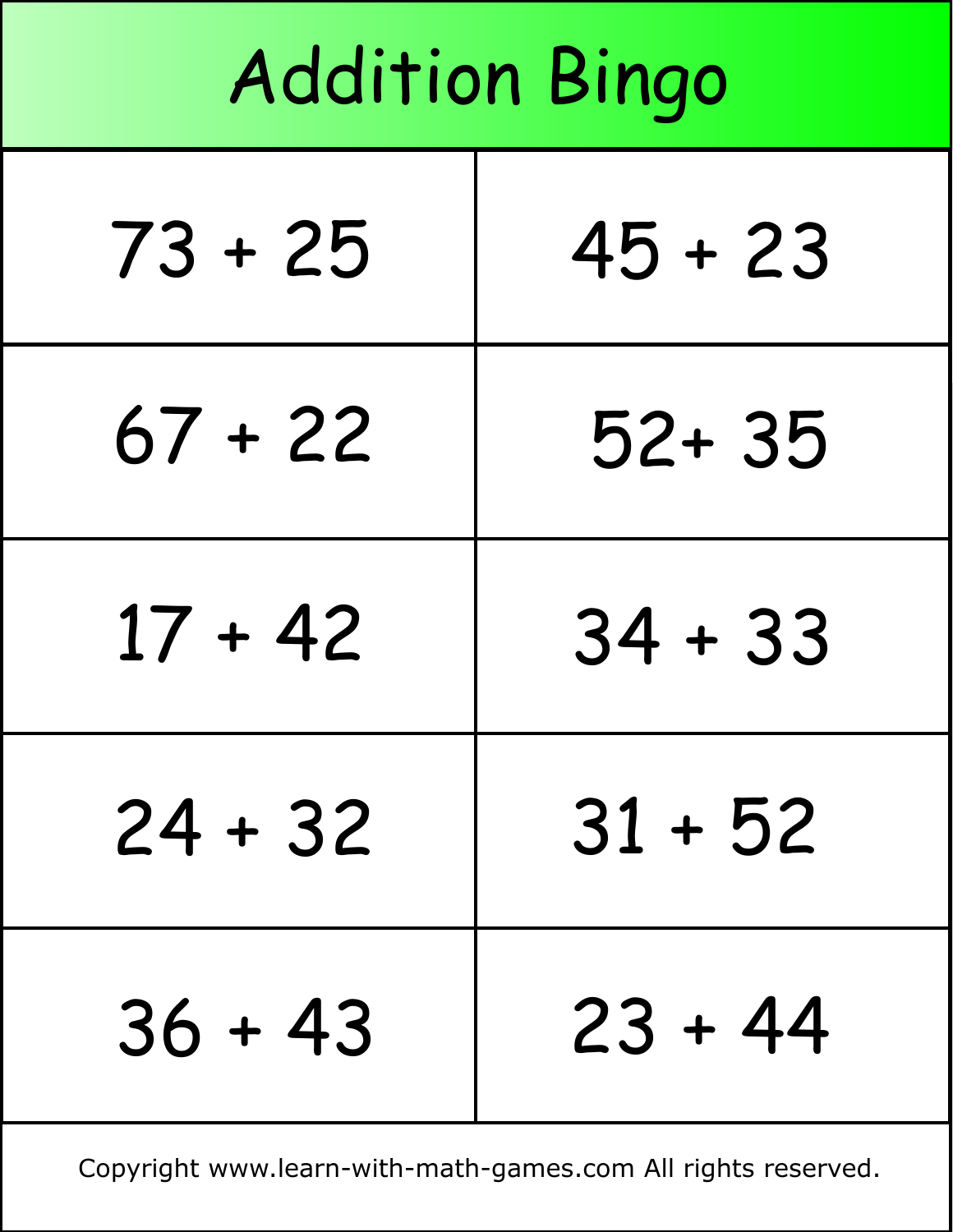# Addition Bingo

| | |
|---|---|
| 73 + 25 | 45 + 23 |
| 67 + 22 | 52+ 35 |
| 17 + 42 | 34 + 33 |
| 24 + 32 | 31 + 52 |
| 36 + 43 | 23 + 44 |

Copyright www.learn-with-math-games.com All rights reserved.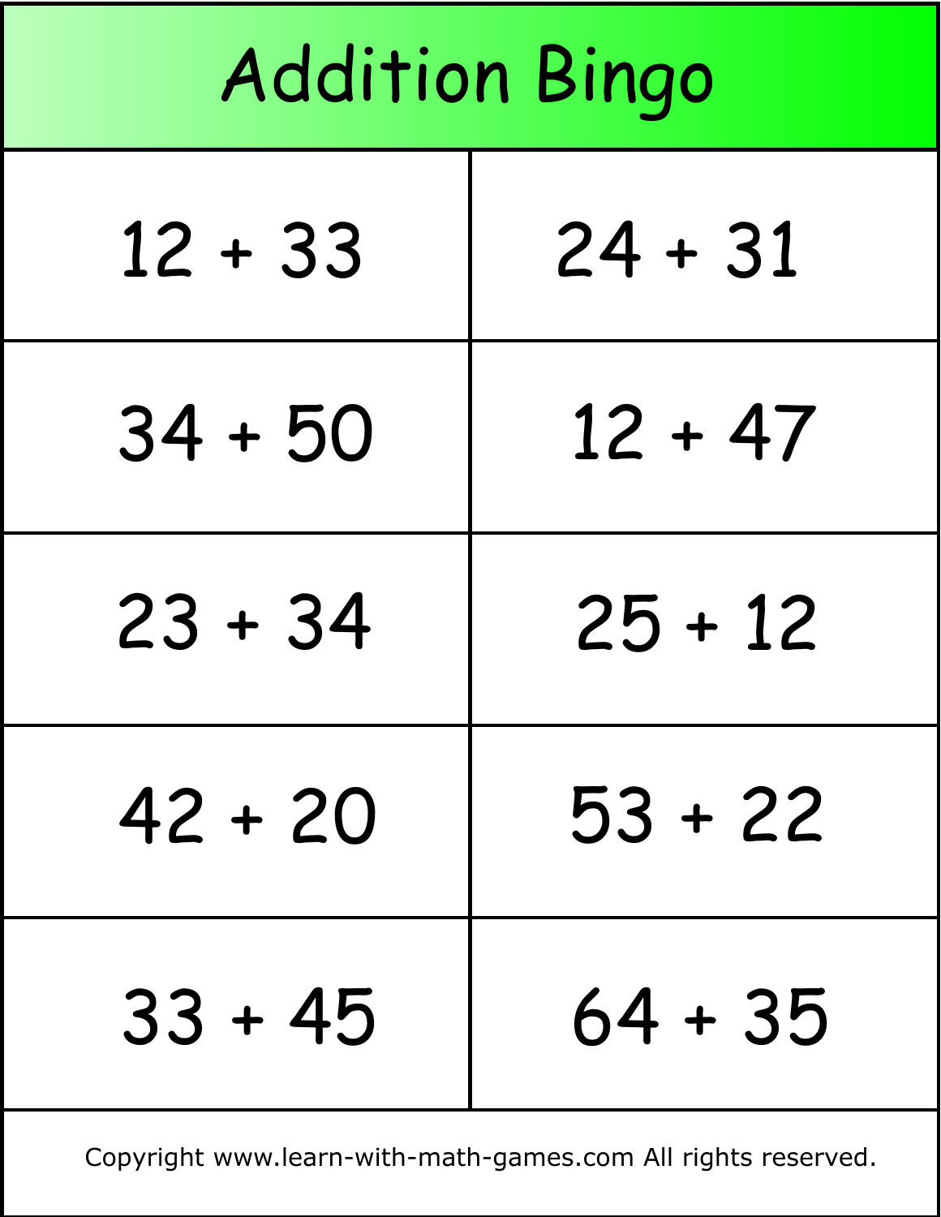# Addition Bingo

| | |
|---|---|
| $12 + 33$ | $24 + 31$ |
| $34 + 50$ | $12 + 47$ |
| $23 + 34$ | $25 + 12$ |
| $42 + 20$ | $53 + 22$ |
| $33 + 45$ | $64 + 35$ |

Copyright www.learn-with-math-games.com All rights reserved.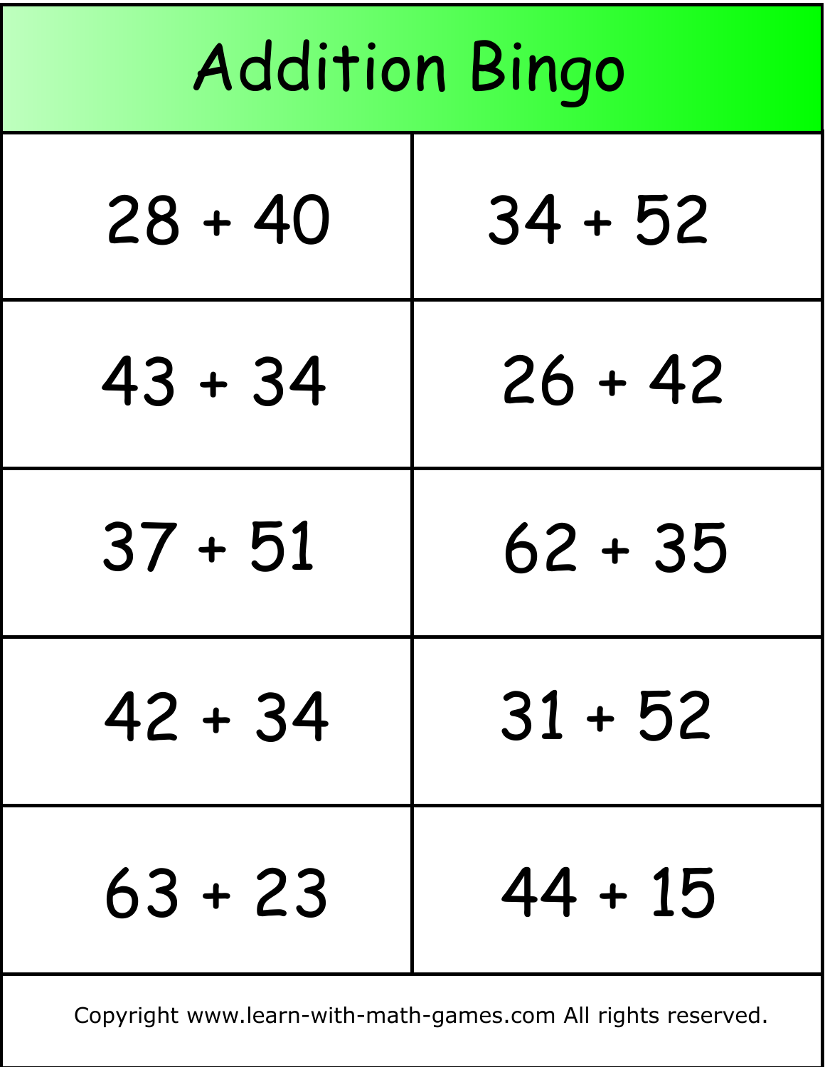# Addition Bingo

| | |
|---|---|
| 28 + 40 | 34 + 52 |
| 43 + 34 | 26 + 42 |
| 37 + 51 | 62 + 35 |
| 42 + 34 | 31 + 52 |
| 63 + 23 | 44 + 15 |

Copyright www.learn-with-math-games.com All rights reserved.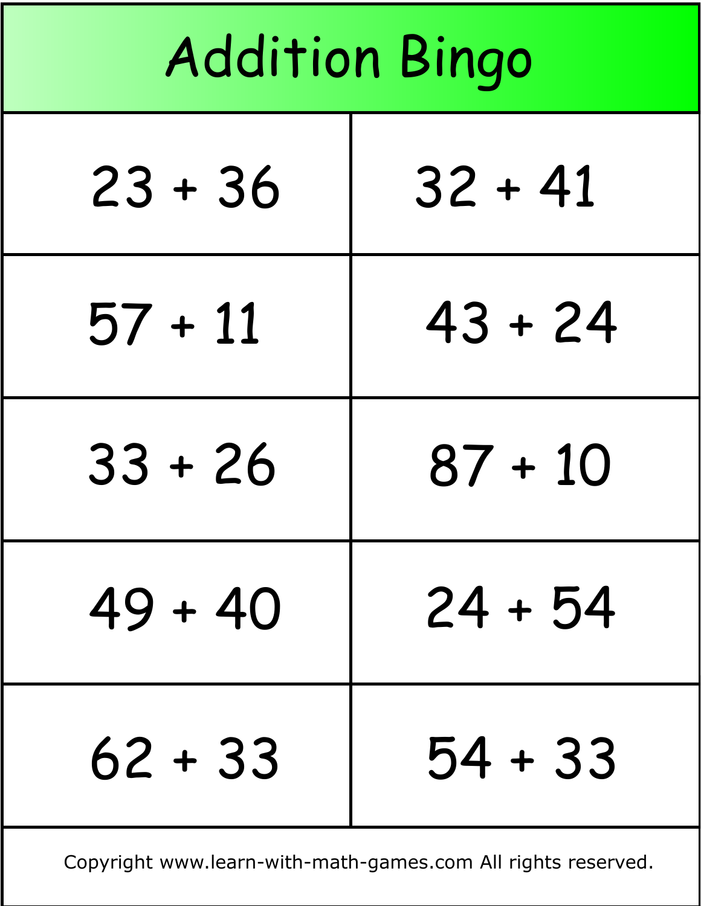# Addition Bingo

| | |
|---|---|
| $23 + 36$ | $32 + 41$ |
| $57 + 11$ | $43 + 24$ |
| $33 + 26$ | $87 + 10$ |
| $49 + 40$ | $24 + 54$ |
| $62 + 33$ | $54 + 33$ |

Copyright www.learn-with-math-games.com All rights reserved.